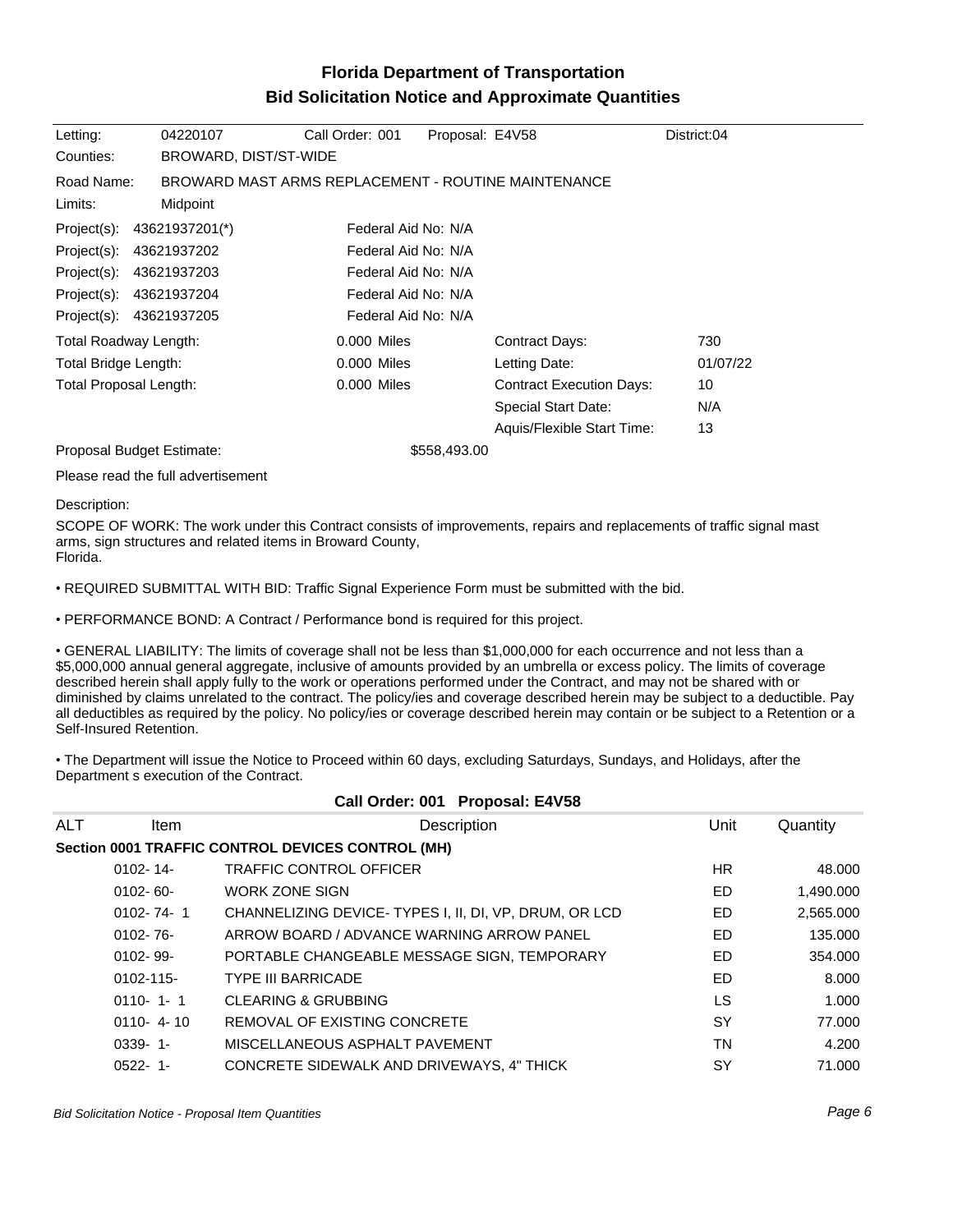# Florida Department of Transportation
## Bid Solicitation Notice and Approximate Quantities

| | | | | |
|---|---|---|---|---|
| Letting: | 04220107 | Call Order: 001 | Proposal: E4V58 | District:04 |
| Counties: | BROWARD, DIST/ST-WIDE | | | |
| Road Name: | BROWARD MAST ARMS REPLACEMENT - ROUTINE MAINTENANCE | | | |
| Limits: | Midpoint | | | |
| Project(s): | 43621937201(*) | Federal Aid No: N/A | | |
| Project(s): | 43621937202 | Federal Aid No: N/A | | |
| Project(s): | 43621937203 | Federal Aid No: N/A | | |
| Project(s): | 43621937204 | Federal Aid No: N/A | | |
| Project(s): | 43621937205 | Federal Aid No: N/A | | |

| | | | |
|---|---|---|---|
| Total Roadway Length: | 0.000 Miles | Contract Days: | 730 |
| Total Bridge Length: | 0.000 Miles | Letting Date: | 01/07/22 |
| Total Proposal Length: | 0.000 Miles | Contract Execution Days: | 10 |
| | | Special Start Date: | N/A |
| | | Aquis/Flexible Start Time: | 13 |

Proposal Budget Estimate: $558,493.00

Please read the full advertisement

Description:

SCOPE OF WORK: The work under this Contract consists of improvements, repairs and replacements of traffic signal mast arms, sign structures and related items in Broward County, Florida.

• REQUIRED SUBMITTAL WITH BID: Traffic Signal Experience Form must be submitted with the bid.

• PERFORMANCE BOND: A Contract / Performance bond is required for this project.

• GENERAL LIABILITY: The limits of coverage shall not be less than $1,000,000 for each occurrence and not less than a $5,000,000 annual general aggregate, inclusive of amounts provided by an umbrella or excess policy. The limits of coverage described herein shall apply fully to the work or operations performed under the Contract, and may not be shared with or diminished by claims unrelated to the contract. The policy/ies and coverage described herein may be subject to a deductible. Pay all deductibles as required by the policy. No policy/ies or coverage described herein may contain or be subject to a Retention or a Self-Insured Retention.

• The Department will issue the Notice to Proceed within 60 days, excluding Saturdays, Sundays, and Holidays, after the Department s execution of the Contract.

### Call Order: 001 Proposal: E4V58

| ALT | Item | Description | Unit | Quantity |
|---|---|---|---|---|
| **Section 0001 TRAFFIC CONTROL DEVICES CONTROL (MH)** | | | | |
| | 0102- 14- | TRAFFIC CONTROL OFFICER | HR | 48.000 |
| | 0102- 60- | WORK ZONE SIGN | ED | 1,490.000 |
| | 0102- 74- 1 | CHANNELIZING DEVICE- TYPES I, II, DI, VP, DRUM, OR LCD | ED | 2,565.000 |
| | 0102- 76- | ARROW BOARD / ADVANCE WARNING ARROW PANEL | ED | 135.000 |
| | 0102- 99- | PORTABLE CHANGEABLE MESSAGE SIGN, TEMPORARY | ED | 354.000 |
| | 0102-115- | TYPE III BARRICADE | ED | 8.000 |
| | 0110- 1- 1 | CLEARING & GRUBBING | LS | 1.000 |
| | 0110- 4- 10 | REMOVAL OF EXISTING CONCRETE | SY | 77.000 |
| | 0339- 1- | MISCELLANEOUS ASPHALT PAVEMENT | TN | 4.200 |
| | 0522- 1- | CONCRETE SIDEWALK AND DRIVEWAYS, 4" THICK | SY | 71.000 |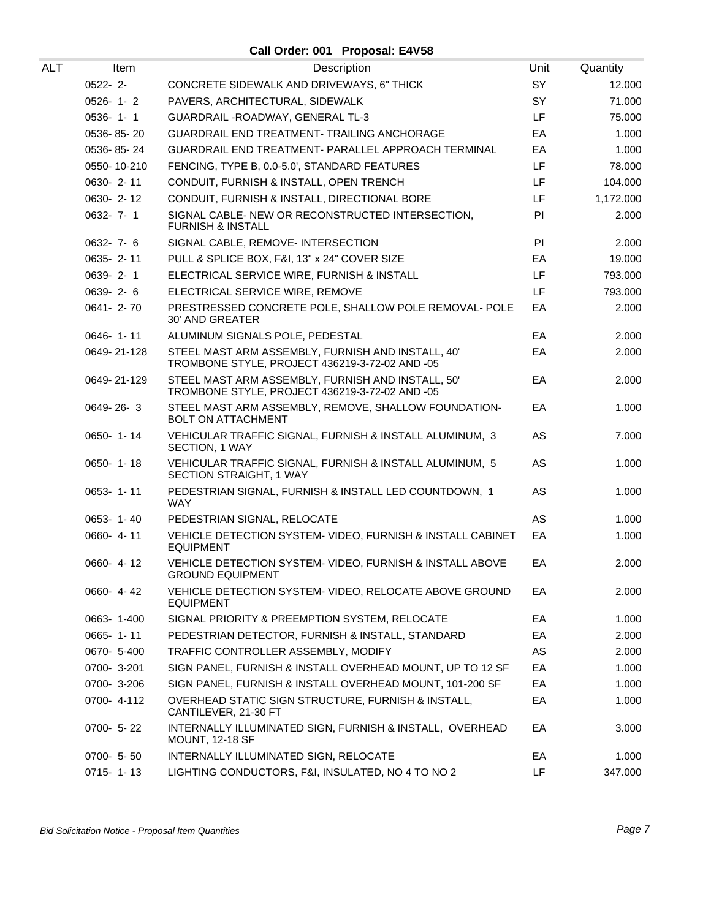**Call Order: 001 Proposal: E4V58**

| ALT | Item | Description | Unit | Quantity |
|---|---|---|---|---|
| | 0522- 2- | CONCRETE SIDEWALK AND DRIVEWAYS, 6" THICK | SY | 12.000 |
| | 0526- 1- 2 | PAVERS, ARCHITECTURAL, SIDEWALK | SY | 71.000 |
| | 0536- 1- 1 | GUARDRAIL -ROADWAY, GENERAL TL-3 | LF | 75.000 |
| | 0536- 85- 20 | GUARDRAIL END TREATMENT- TRAILING ANCHORAGE | EA | 1.000 |
| | 0536- 85- 24 | GUARDRAIL END TREATMENT- PARALLEL APPROACH TERMINAL | EA | 1.000 |
| | 0550- 10-210 | FENCING, TYPE B, 0.0-5.0', STANDARD FEATURES | LF | 78.000 |
| | 0630- 2- 11 | CONDUIT, FURNISH & INSTALL, OPEN TRENCH | LF | 104.000 |
| | 0630- 2- 12 | CONDUIT, FURNISH & INSTALL, DIRECTIONAL BORE | LF | 1,172.000 |
| | 0632- 7- 1 | SIGNAL CABLE- NEW OR RECONSTRUCTED INTERSECTION, FURNISH & INSTALL | PI | 2.000 |
| | 0632- 7- 6 | SIGNAL CABLE, REMOVE- INTERSECTION | PI | 2.000 |
| | 0635- 2- 11 | PULL & SPLICE BOX, F&I, 13" x 24" COVER SIZE | EA | 19.000 |
| | 0639- 2- 1 | ELECTRICAL SERVICE WIRE, FURNISH & INSTALL | LF | 793.000 |
| | 0639- 2- 6 | ELECTRICAL SERVICE WIRE, REMOVE | LF | 793.000 |
| | 0641- 2- 70 | PRESTRESSED CONCRETE POLE, SHALLOW POLE REMOVAL- POLE 30' AND GREATER | EA | 2.000 |
| | 0646- 1- 11 | ALUMINUM SIGNALS POLE, PEDESTAL | EA | 2.000 |
| | 0649- 21-128 | STEEL MAST ARM ASSEMBLY, FURNISH AND INSTALL, 40' TROMBONE STYLE, PROJECT 436219-3-72-02 AND -05 | EA | 2.000 |
| | 0649- 21-129 | STEEL MAST ARM ASSEMBLY, FURNISH AND INSTALL, 50' TROMBONE STYLE, PROJECT 436219-3-72-02 AND -05 | EA | 2.000 |
| | 0649- 26- 3 | STEEL MAST ARM ASSEMBLY, REMOVE, SHALLOW FOUNDATION-BOLT ON ATTACHMENT | EA | 1.000 |
| | 0650- 1- 14 | VEHICULAR TRAFFIC SIGNAL, FURNISH & INSTALL ALUMINUM, 3 SECTION, 1 WAY | AS | 7.000 |
| | 0650- 1- 18 | VEHICULAR TRAFFIC SIGNAL, FURNISH & INSTALL ALUMINUM, 5 SECTION STRAIGHT, 1 WAY | AS | 1.000 |
| | 0653- 1- 11 | PEDESTRIAN SIGNAL, FURNISH & INSTALL LED COUNTDOWN, 1 WAY | AS | 1.000 |
| | 0653- 1- 40 | PEDESTRIAN SIGNAL, RELOCATE | AS | 1.000 |
| | 0660- 4- 11 | VEHICLE DETECTION SYSTEM- VIDEO, FURNISH & INSTALL CABINET EQUIPMENT | EA | 1.000 |
| | 0660- 4- 12 | VEHICLE DETECTION SYSTEM- VIDEO, FURNISH & INSTALL ABOVE GROUND EQUIPMENT | EA | 2.000 |
| | 0660- 4- 42 | VEHICLE DETECTION SYSTEM- VIDEO, RELOCATE ABOVE GROUND EQUIPMENT | EA | 2.000 |
| | 0663- 1-400 | SIGNAL PRIORITY & PREEMPTION SYSTEM, RELOCATE | EA | 1.000 |
| | 0665- 1- 11 | PEDESTRIAN DETECTOR, FURNISH & INSTALL, STANDARD | EA | 2.000 |
| | 0670- 5-400 | TRAFFIC CONTROLLER ASSEMBLY, MODIFY | AS | 2.000 |
| | 0700- 3-201 | SIGN PANEL, FURNISH & INSTALL OVERHEAD MOUNT, UP TO 12 SF | EA | 1.000 |
| | 0700- 3-206 | SIGN PANEL, FURNISH & INSTALL OVERHEAD MOUNT, 101-200 SF | EA | 1.000 |
| | 0700- 4-112 | OVERHEAD STATIC SIGN STRUCTURE, FURNISH & INSTALL, CANTILEVER, 21-30 FT | EA | 1.000 |
| | 0700- 5- 22 | INTERNALLY ILLUMINATED SIGN, FURNISH & INSTALL, OVERHEAD MOUNT, 12-18 SF | EA | 3.000 |
| | 0700- 5- 50 | INTERNALLY ILLUMINATED SIGN, RELOCATE | EA | 1.000 |
| | 0715- 1- 13 | LIGHTING CONDUCTORS, F&I, INSULATED, NO 4 TO NO 2 | LF | 347.000 |

*Bid Solicitation Notice - Proposal Item Quantities*